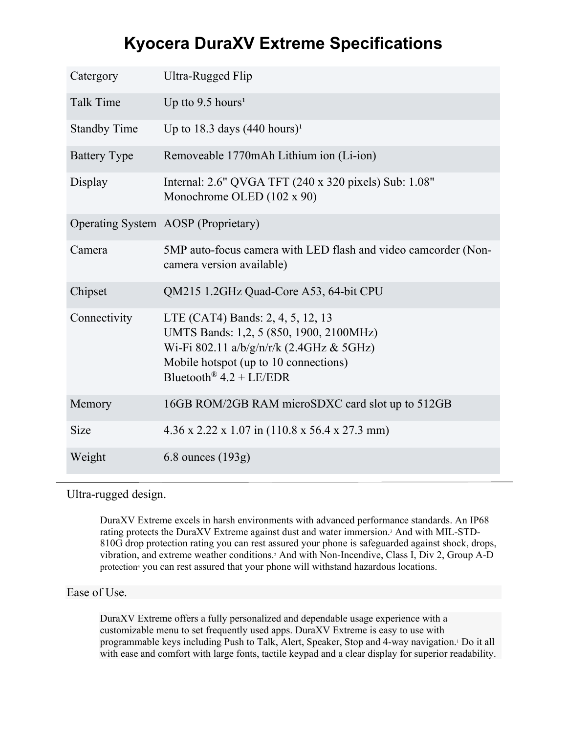# Kyocera DuraXV Extreme Specifications

| | |
|---|---|
| Catergory | Ultra-Rugged Flip |
| Talk Time | Up tto 9.5 hours[1] |
| Standby Time | Up to 18.3 days (440 hours)[1] |
| Battery Type | Removeable 1770mAh Lithium ion (Li-ion) |
| Display | Internal: 2.6" QVGA TFT (240 x 320 pixels) Sub: 1.08" Monochrome OLED (102 x 90) |
| Operating System | AOSP (Proprietary) |
| Camera | 5MP auto-focus camera with LED flash and video camcorder (Non-camera version available) |
| Chipset | QM215 1.2GHz Quad-Core A53, 64-bit CPU |
| Connectivity | LTE (CAT4) Bands: 2, 4, 5, 12, 13<br>UMTS Bands: 1,2, 5 (850, 1900, 2100MHz)<br>Wi-Fi 802.11 a/b/g/n/r/k (2.4GHz & 5GHz)<br>Mobile hotspot (up to 10 connections)<br>Bluetooth® 4.2 + LE/EDR |
| Memory | 16GB ROM/2GB RAM microSDXC card slot up to 512GB |
| Size | 4.36 x 2.22 x 1.07 in (110.8 x 56.4 x 27.3 mm) |
| Weight | 6.8 ounces (193g) |

---

## Ultra-rugged design.

DuraXV Extreme excels in harsh environments with advanced performance standards. An IP68 rating protects the DuraXV Extreme against dust and water immersion.[3] And with MIL-STD-810G drop protection rating you can rest assured your phone is safeguarded against shock, drops, vibration, and extreme weather conditions.[2] And with Non-Incendive, Class I, Div 2, Group A-D protection[4] you can rest assured that your phone will withstand hazardous locations.

## Ease of Use.

DuraXV Extreme offers a fully personalized and dependable usage experience with a customizable menu to set frequently used apps. DuraXV Extreme is easy to use with programmable keys including Push to Talk, Alert, Speaker, Stop and 4-way navigation.[1] Do it all with ease and comfort with large fonts, tactile keypad and a clear display for superior readability.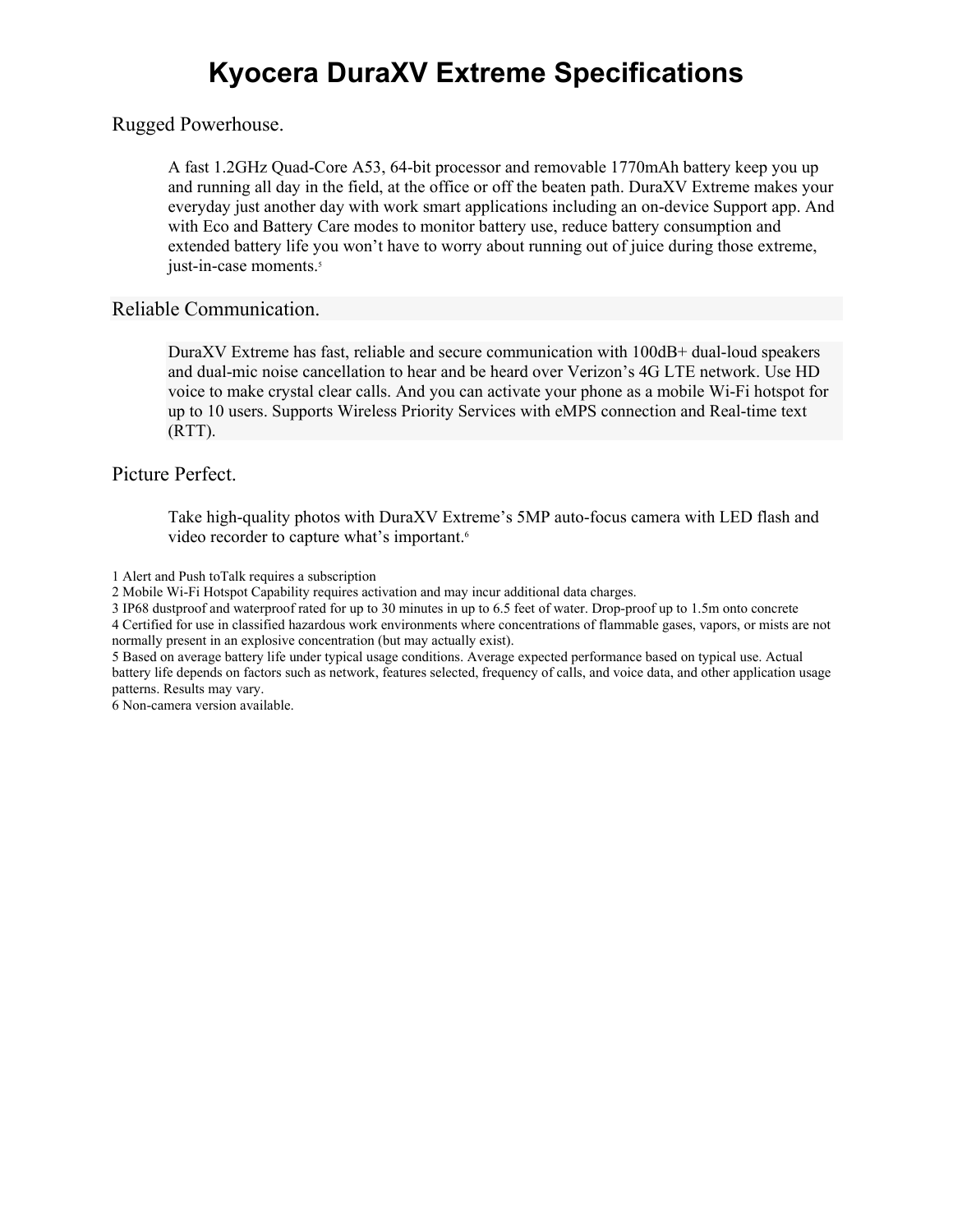# Kyocera DuraXV Extreme Specifications

## Rugged Powerhouse.

A fast 1.2GHz Quad-Core A53, 64-bit processor and removable 1770mAh battery keep you up and running all day in the field, at the office or off the beaten path. DuraXV Extreme makes your everyday just another day with work smart applications including an on-device Support app. And with Eco and Battery Care modes to monitor battery use, reduce battery consumption and extended battery life you won't have to worry about running out of juice during those extreme, just-in-case moments.[5]

## Reliable Communication.

DuraXV Extreme has fast, reliable and secure communication with 100dB+ dual-loud speakers and dual-mic noise cancellation to hear and be heard over Verizon's 4G LTE network. Use HD voice to make crystal clear calls. And you can activate your phone as a mobile Wi-Fi hotspot for up to 10 users. Supports Wireless Priority Services with eMPS connection and Real-time text (RTT).

## Picture Perfect.

Take high-quality photos with DuraXV Extreme's 5MP auto-focus camera with LED flash and video recorder to capture what's important.[6]

1 Alert and Push toTalk requires a subscription
2 Mobile Wi-Fi Hotspot Capability requires activation and may incur additional data charges.
3 IP68 dustproof and waterproof rated for up to 30 minutes in up to 6.5 feet of water. Drop-proof up to 1.5m onto concrete
4 Certified for use in classified hazardous work environments where concentrations of flammable gases, vapors, or mists are not normally present in an explosive concentration (but may actually exist).
5 Based on average battery life under typical usage conditions. Average expected performance based on typical use. Actual battery life depends on factors such as network, features selected, frequency of calls, and voice data, and other application usage patterns. Results may vary.
6 Non-camera version available.